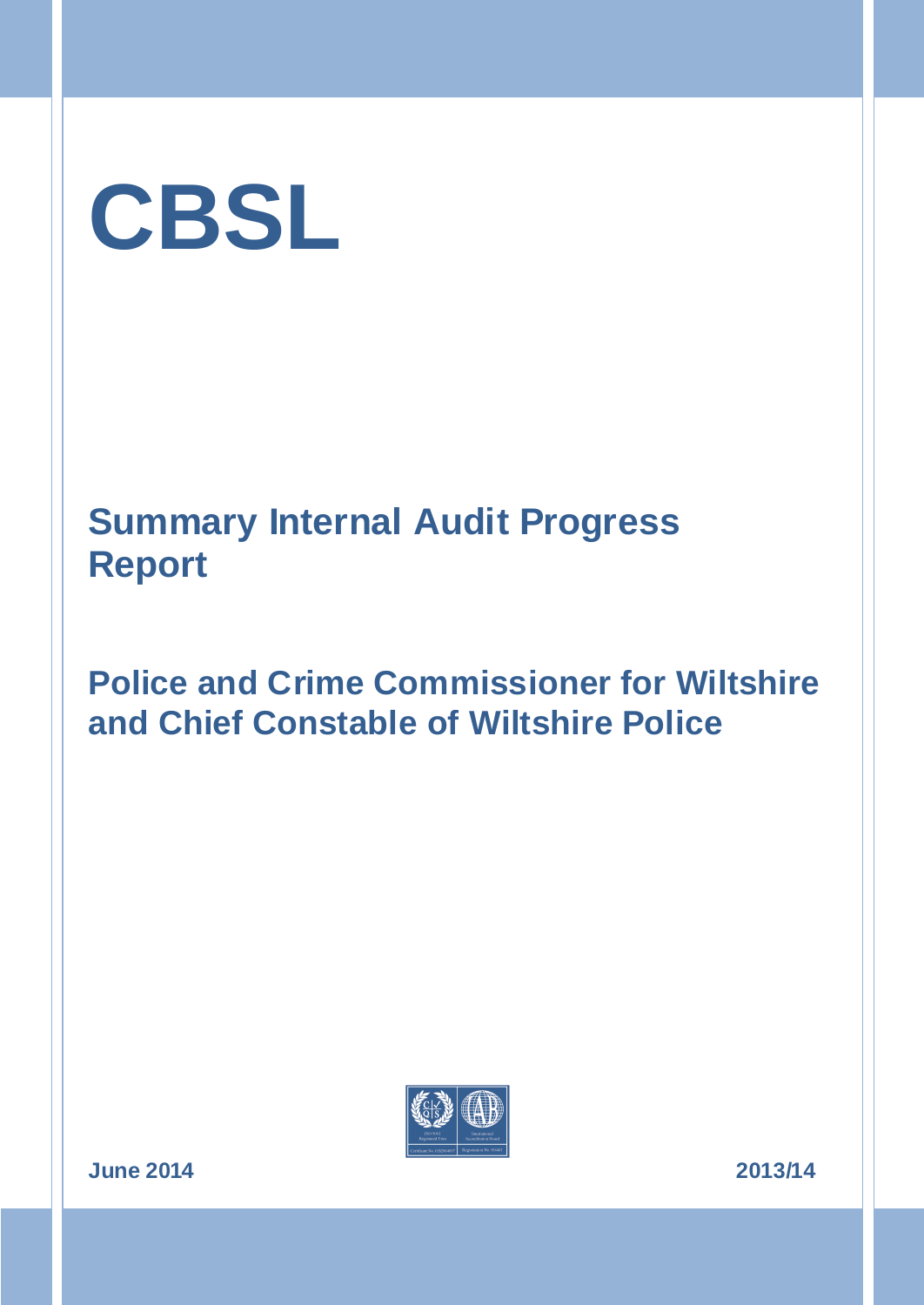# CBSL

## Summary Internal Audit Progress Report

## Police and Crime Commissioner for Wiltshire and Chief Constable of Wiltshire Police

**June 2014** **2013/14**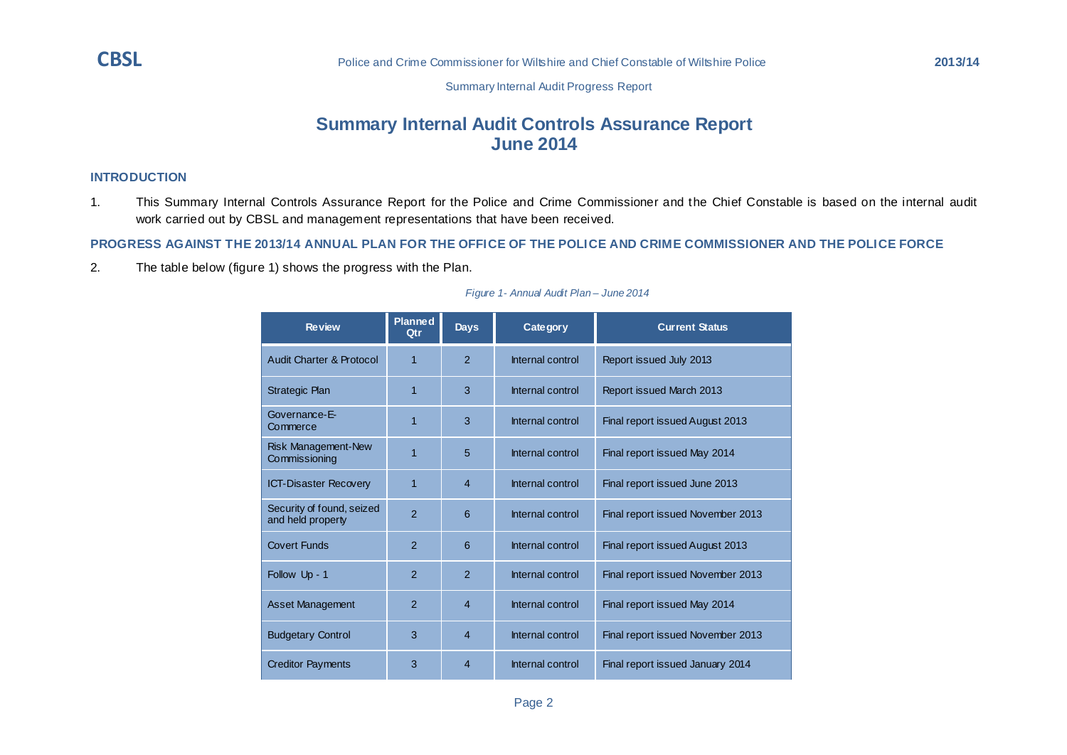# Summary Internal Audit Controls Assurance Report June 2014

## INTRODUCTION

1. This Summary Internal Controls Assurance Report for the Police and Crime Commissioner and the Chief Constable is based on the internal audit work carried out by CBSL and management representations that have been received.

## PROGRESS AGAINST THE 2013/14 ANNUAL PLAN FOR THE OFFICE OF THE POLICE AND CRIME COMMISSIONER AND THE POLICE FORCE

2. The table below (figure 1) shows the progress with the Plan.

*Figure 1- Annual Audit Plan – June 2014*

| Review | Planned Qtr | Days | Category | Current Status |
|---|---|---|---|---|
| Audit Charter & Protocol | 1 | 2 | Internal control | Report issued July 2013 |
| Strategic Plan | 1 | 3 | Internal control | Report issued March 2013 |
| Governance-E-Commerce | 1 | 3 | Internal control | Final report issued August 2013 |
| Risk Management-New Commissioning | 1 | 5 | Internal control | Final report issued May 2014 |
| ICT-Disaster Recovery | 1 | 4 | Internal control | Final report issued June 2013 |
| Security of found, seized and held property | 2 | 6 | Internal control | Final report issued November 2013 |
| Covert Funds | 2 | 6 | Internal control | Final report issued August 2013 |
| Follow Up - 1 | 2 | 2 | Internal control | Final report issued November 2013 |
| Asset Management | 2 | 4 | Internal control | Final report issued May 2014 |
| Budgetary Control | 3 | 4 | Internal control | Final report issued November 2013 |
| Creditor Payments | 3 | 4 | Internal control | Final report issued January 2014 |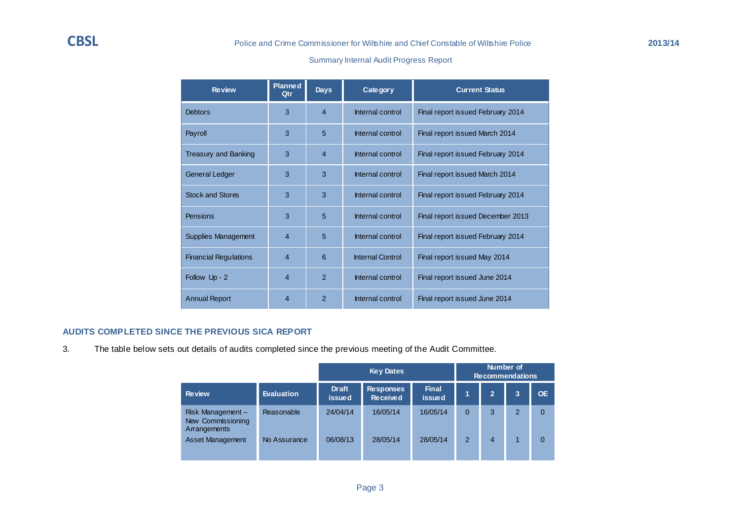Summary Internal Audit Progress Report

| Review | Planned Qtr | Days | Category | Current Status |
|---|---|---|---|---|
| Debtors | 3 | 4 | Internal control | Final report issued February 2014 |
| Payroll | 3 | 5 | Internal control | Final report issued March 2014 |
| Treasury and Banking | 3 | 4 | Internal control | Final report issued February 2014 |
| General Ledger | 3 | 3 | Internal control | Final report issued March 2014 |
| Stock and Stores | 3 | 3 | Internal control | Final report issued February 2014 |
| Pensions | 3 | 5 | Internal control | Final report issued December 2013 |
| Supplies Management | 4 | 5 | Internal control | Final report issued February 2014 |
| Financial Regulations | 4 | 6 | Internal Control | Final report issued May 2014 |
| Follow Up - 2 | 4 | 2 | Internal control | Final report issued June 2014 |
| Annual Report | 4 | 2 | Internal control | Final report issued June 2014 |

## AUDITS COMPLETED SINCE THE PREVIOUS SICA REPORT

3. The table below sets out details of audits completed since the previous meeting of the Audit Committee.

| | | Key Dates | | | Number of Recommendations | | | |
|---|---|---|---|---|---|---|---|---|
| Review | Evaluation | Draft issued | Responses Received | Final issued | 1 | 2 | 3 | OE |
| Risk Management – New Commissioning Arrangements | Reasonable | 24/04/14 | 16/05/14 | 16/05/14 | 0 | 3 | 2 | 0 |
| Asset Management | No Assurance | 06/08/13 | 28/05/14 | 28/05/14 | 2 | 4 | 1 | 0 |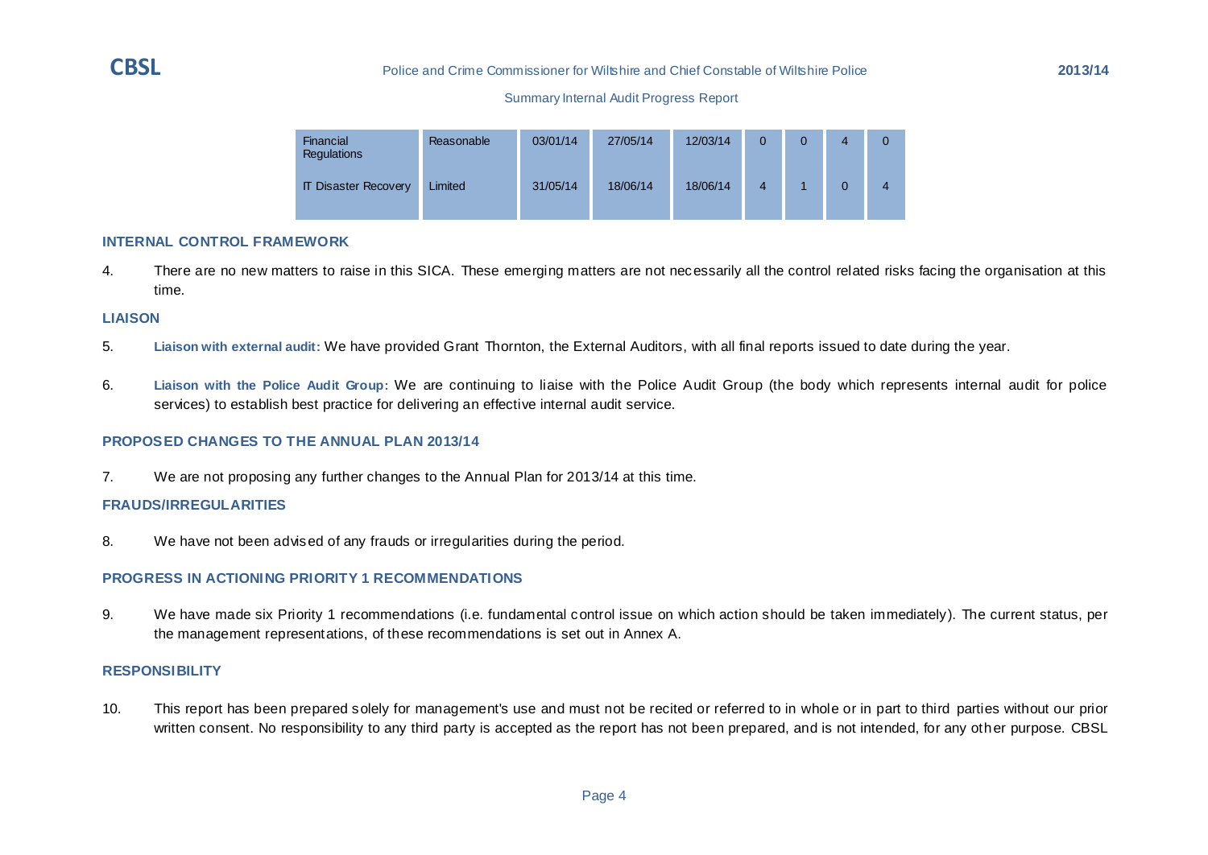| Financial Regulations | Reasonable | 03/01/14 | 27/05/14 | 12/03/14 | 0 | 0 | 4 | 0 |
|---|---|---|---|---|---|---|---|---|
| IT Disaster Recovery | Limited | 31/05/14 | 18/06/14 | 18/06/14 | 4 | 1 | 0 | 4 |

## INTERNAL CONTROL FRAMEWORK

4. There are no new matters to raise in this SICA. These emerging matters are not necessarily all the control related risks facing the organisation at this time.

## LIAISON

5. **Liaison with external audit:** We have provided Grant Thornton, the External Auditors, with all final reports issued to date during the year.

6. **Liaison with the Police Audit Group:** We are continuing to liaise with the Police Audit Group (the body which represents internal audit for police services) to establish best practice for delivering an effective internal audit service.

## PROPOSED CHANGES TO THE ANNUAL PLAN 2013/14

7. We are not proposing any further changes to the Annual Plan for 2013/14 at this time.

## FRAUDS/IRREGULARITIES

8. We have not been advised of any frauds or irregularities during the period.

## PROGRESS IN ACTIONING PRIORITY 1 RECOMMENDATIONS

9. We have made six Priority 1 recommendations (i.e. fundamental control issue on which action should be taken immediately). The current status, per the management representations, of these recommendations is set out in Annex A.

## RESPONSIBILITY

10. This report has been prepared solely for management's use and must not be recited or referred to in whole or in part to third parties without our prior written consent. No responsibility to any third party is accepted as the report has not been prepared, and is not intended, for any other purpose. CBSL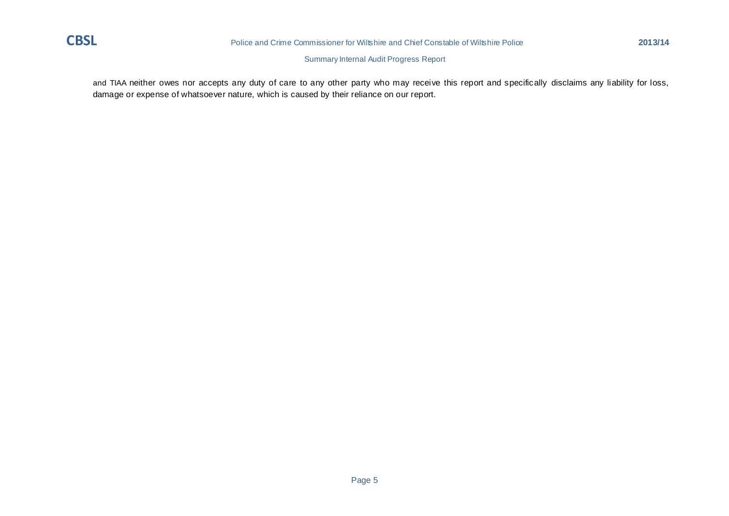and TIAA neither owes nor accepts any duty of care to any other party who may receive this report and specifically disclaims any liability for loss, damage or expense of whatsoever nature, which is caused by their reliance on our report.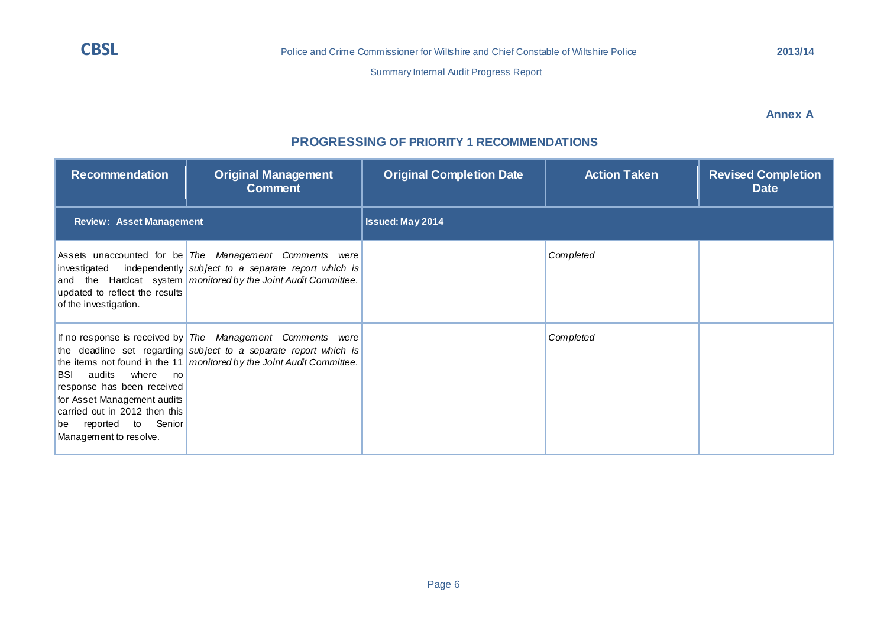**Annex A**

## PROGRESSING OF PRIORITY 1 RECOMMENDATIONS

| Recommendation | Original Management Comment | Original Completion Date | Action Taken | Revised Completion Date |
| --- | --- | --- | --- | --- |
| **Review: Asset Management** | | **Issued: May 2014** | | |
| Assets unaccounted for be investigated independently and the Hardcat system updated to reflect the results of the investigation. | *The Management Comments were subject to a separate report which is monitored by the Joint Audit Committee.* | | *Completed* | |
| If no response is received by the deadline set regarding the items not found in the 11 BSI audits where no response has been received for Asset Management audits carried out in 2012 then this be reported to Senior Management to resolve. | *The Management Comments were subject to a separate report which is monitored by the Joint Audit Committee.* | | *Completed* | |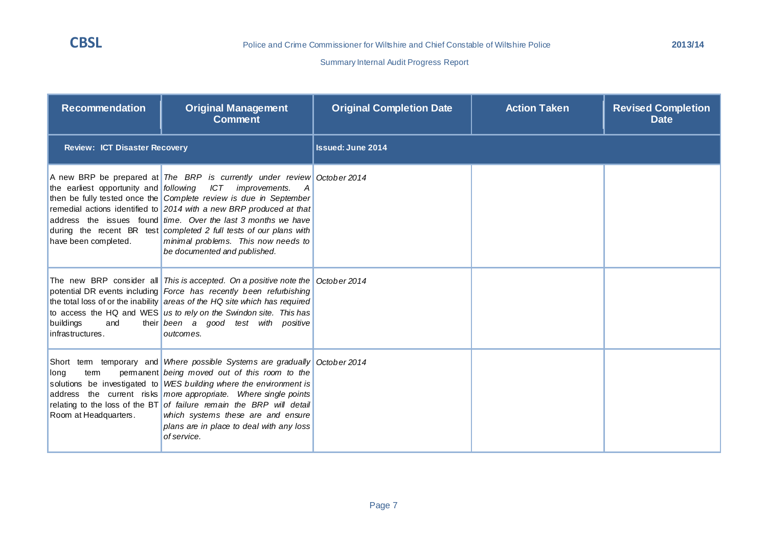| Recommendation | Original Management Comment | Original Completion Date | Action Taken | Revised Completion Date |
|---|---|---|---|---|
| **Review: ICT Disaster Recovery** | | **Issued: June 2014** | | |
| A new BRP be prepared at the earliest opportunity and then be fully tested once the remedial actions identified to address the issues found during the recent BR test have been completed. | *The BRP is currently under review following ICT improvements. A Complete review is due in September 2014 with a new BRP produced at that time. Over the last 3 months we have completed 2 full tests of our plans with minimal problems. This now needs to be documented and published.* | *October 2014* | | |
| The new BRP consider all potential DR events including the total loss of or the inability to access the HQ and WES buildings and their infrastructures. | *This is accepted. On a positive note the Force has recently been refurbishing areas of the HQ site which has required us to rely on the Swindon site. This has been a good test with positive outcomes.* | *October 2014* | | |
| Short term temporary and long term permanent solutions be investigated to address the current risks relating to the loss of the BT Room at Headquarters. | *Where possible Systems are gradually being moved out of this room to the WES building where the environment is more appropriate. Where single points of failure remain the BRP will detail which systems these are and ensure plans are in place to deal with any loss of service.* | *October 2014* | | |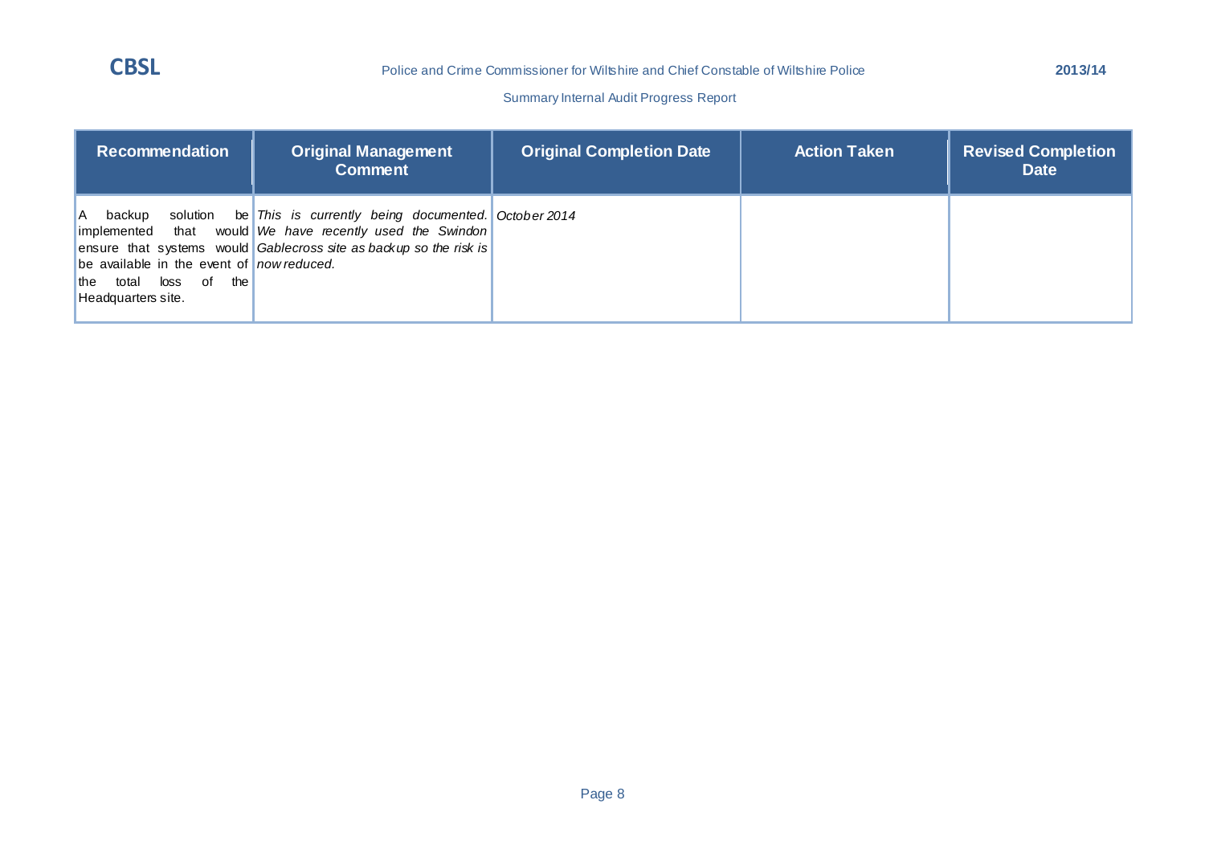| Recommendation | Original Management Comment | Original Completion Date | Action Taken | Revised Completion Date |
|---|---|---|---|---|
| A backup solution be implemented that would ensure that systems would be available in the event of the total loss of the Headquarters site. | *This is currently being documented. We have recently used the Swindon Gablecross site as backup so the risk is now reduced.* | *October 2014* | | |